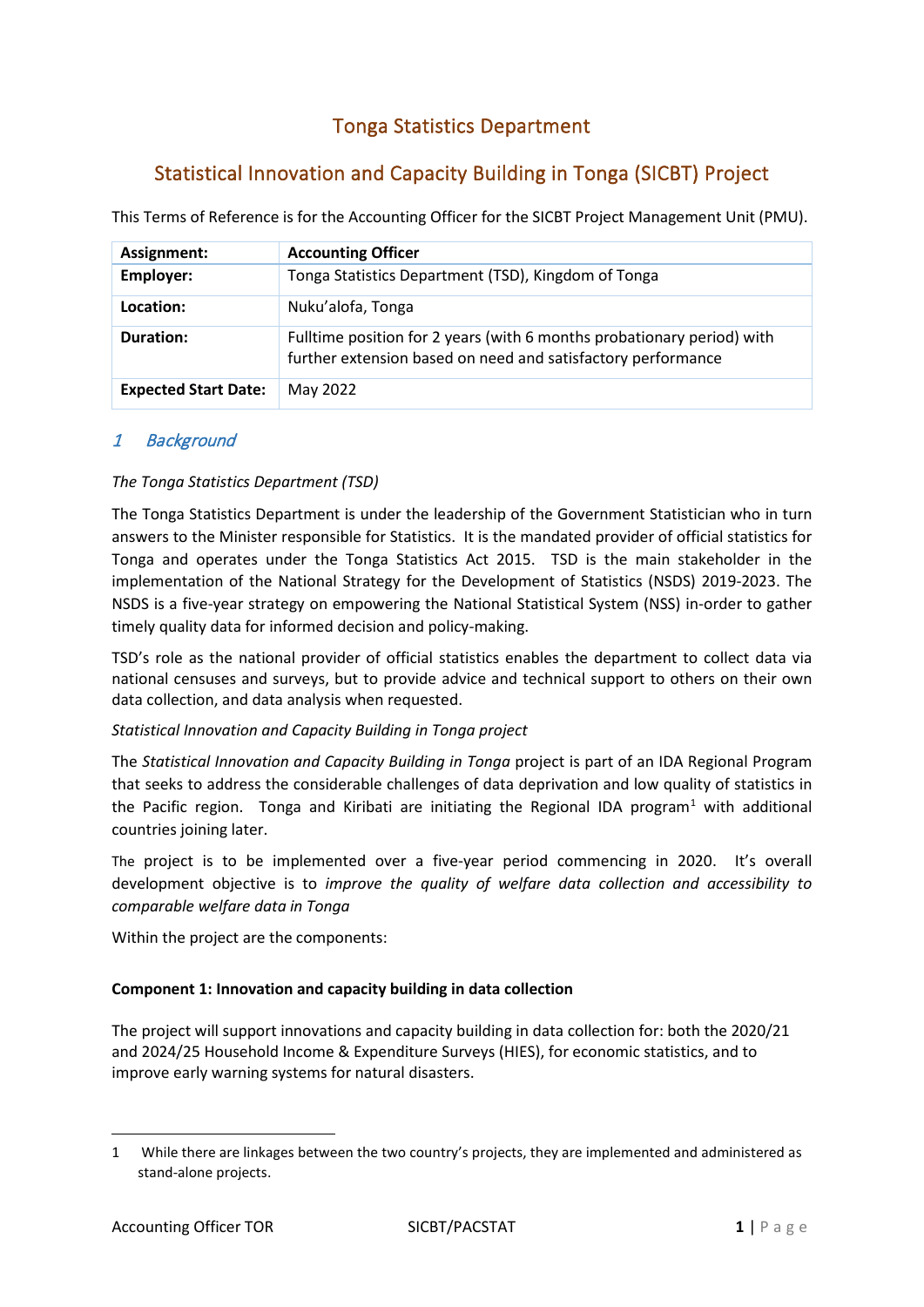# Tonga Statistics Department

## Statistical Innovation and Capacity Building in Tonga (SICBT) Project

This Terms of Reference is for the Accounting Officer for the SICBT Project Management Unit (PMU).

| **Assignment:** | **Accounting Officer** |
|---|---|
| **Employer:** | Tonga Statistics Department (TSD), Kingdom of Tonga |
| **Location:** | Nuku'alofa, Tonga |
| **Duration:** | Fulltime position for 2 years (with 6 months probationary period) with further extension based on need and satisfactory performance |
| **Expected Start Date:** | May 2022 |

## *1 Background*

*The Tonga Statistics Department (TSD)*

The Tonga Statistics Department is under the leadership of the Government Statistician who in turn answers to the Minister responsible for Statistics. It is the mandated provider of official statistics for Tonga and operates under the Tonga Statistics Act 2015. TSD is the main stakeholder in the implementation of the National Strategy for the Development of Statistics (NSDS) 2019-2023. The NSDS is a five-year strategy on empowering the National Statistical System (NSS) in-order to gather timely quality data for informed decision and policy-making.

TSD's role as the national provider of official statistics enables the department to collect data via national censuses and surveys, but to provide advice and technical support to others on their own data collection, and data analysis when requested.

*Statistical Innovation and Capacity Building in Tonga project*

The *Statistical Innovation and Capacity Building in Tonga* project is part of an IDA Regional Program that seeks to address the considerable challenges of data deprivation and low quality of statistics in the Pacific region. Tonga and Kiribati are initiating the Regional IDA program[1] with additional countries joining later.

The project is to be implemented over a five-year period commencing in 2020. It's overall development objective is to *improve the quality of welfare data collection and accessibility to comparable welfare data in Tonga*

Within the project are the components:

**Component 1: Innovation and capacity building in data collection**

The project will support innovations and capacity building in data collection for: both the 2020/21 and 2024/25 Household Income & Expenditure Surveys (HIES), for economic statistics, and to improve early warning systems for natural disasters.

[1] While there are linkages between the two country's projects, they are implemented and administered as stand-alone projects.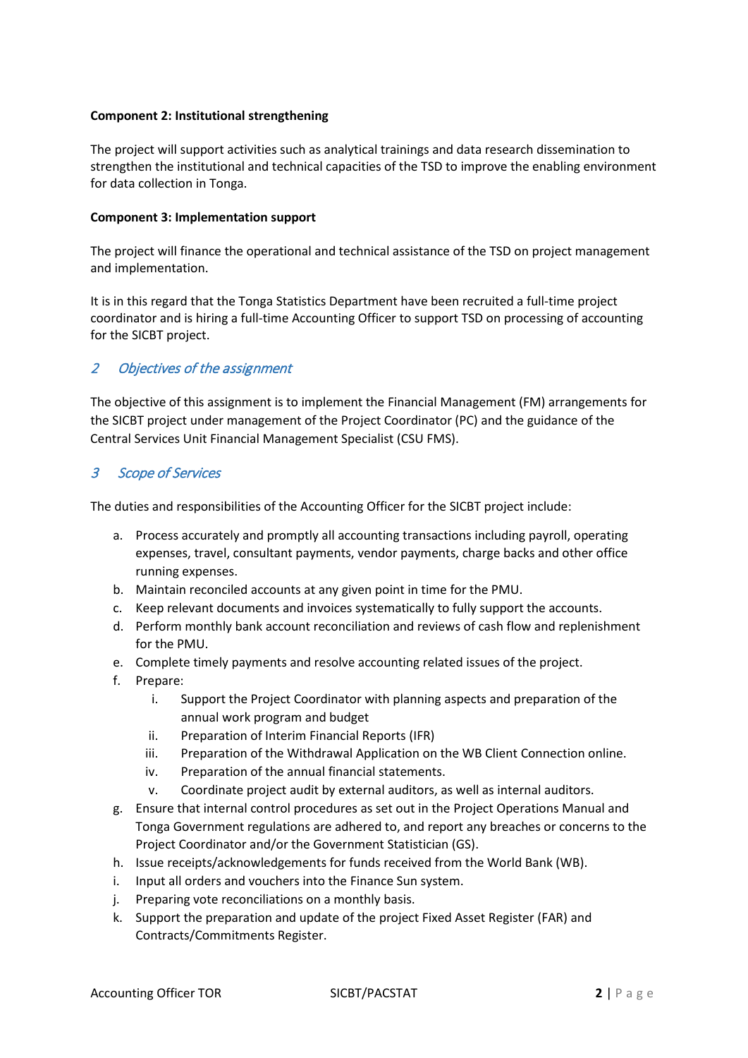**Component 2: Institutional strengthening**

The project will support activities such as analytical trainings and data research dissemination to strengthen the institutional and technical capacities of the TSD to improve the enabling environment for data collection in Tonga.

**Component 3: Implementation support**

The project will finance the operational and technical assistance of the TSD on project management and implementation.

It is in this regard that the Tonga Statistics Department have been recruited a full-time project coordinator and is hiring a full-time Accounting Officer to support TSD on processing of accounting for the SICBT project.

## 2 Objectives of the assignment

The objective of this assignment is to implement the Financial Management (FM) arrangements for the SICBT project under management of the Project Coordinator (PC) and the guidance of the Central Services Unit Financial Management Specialist (CSU FMS).

## 3 Scope of Services

The duties and responsibilities of the Accounting Officer for the SICBT project include:

a. Process accurately and promptly all accounting transactions including payroll, operating expenses, travel, consultant payments, vendor payments, charge backs and other office running expenses.
b. Maintain reconciled accounts at any given point in time for the PMU.
c. Keep relevant documents and invoices systematically to fully support the accounts.
d. Perform monthly bank account reconciliation and reviews of cash flow and replenishment for the PMU.
e. Complete timely payments and resolve accounting related issues of the project.
f. Prepare:
    i. Support the Project Coordinator with planning aspects and preparation of the annual work program and budget
    ii. Preparation of Interim Financial Reports (IFR)
    iii. Preparation of the Withdrawal Application on the WB Client Connection online.
    iv. Preparation of the annual financial statements.
    v. Coordinate project audit by external auditors, as well as internal auditors.
g. Ensure that internal control procedures as set out in the Project Operations Manual and Tonga Government regulations are adhered to, and report any breaches or concerns to the Project Coordinator and/or the Government Statistician (GS).
h. Issue receipts/acknowledgements for funds received from the World Bank (WB).
i. Input all orders and vouchers into the Finance Sun system.
j. Preparing vote reconciliations on a monthly basis.
k. Support the preparation and update of the project Fixed Asset Register (FAR) and Contracts/Commitments Register.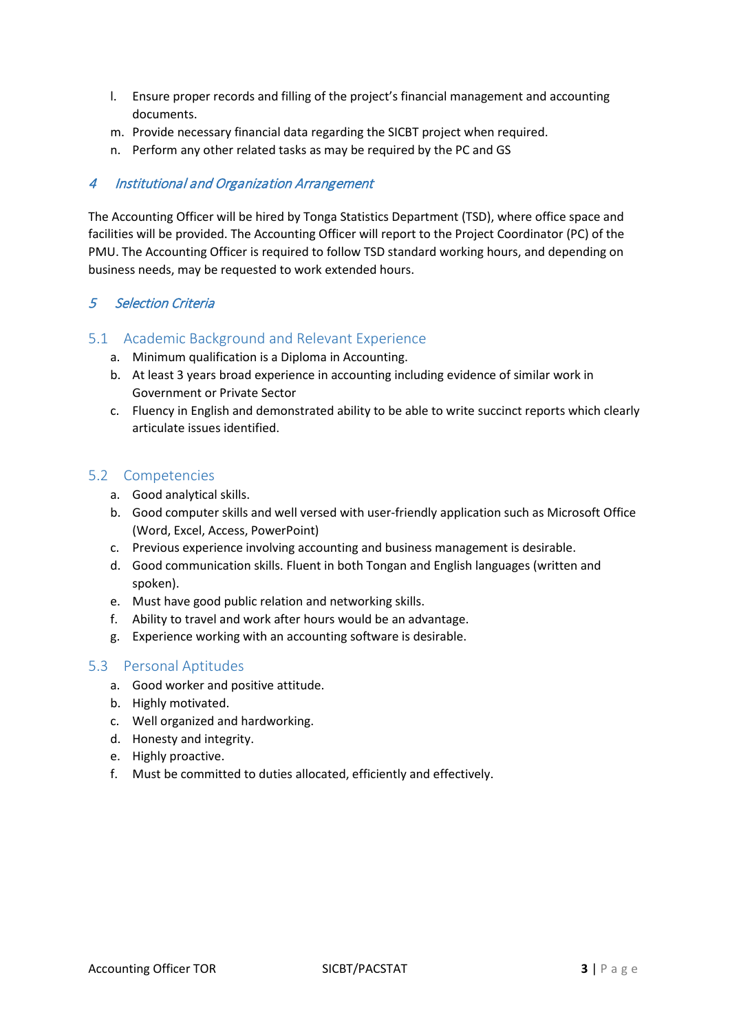l. Ensure proper records and filling of the project's financial management and accounting documents.
m. Provide necessary financial data regarding the SICBT project when required.
n. Perform any other related tasks as may be required by the PC and GS

## 4 *Institutional and Organization Arrangement*

The Accounting Officer will be hired by Tonga Statistics Department (TSD), where office space and facilities will be provided. The Accounting Officer will report to the Project Coordinator (PC) of the PMU. The Accounting Officer is required to follow TSD standard working hours, and depending on business needs, may be requested to work extended hours.

## 5 *Selection Criteria*

### 5.1 Academic Background and Relevant Experience

a. Minimum qualification is a Diploma in Accounting.
b. At least 3 years broad experience in accounting including evidence of similar work in Government or Private Sector
c. Fluency in English and demonstrated ability to be able to write succinct reports which clearly articulate issues identified.

### 5.2 Competencies

a. Good analytical skills.
b. Good computer skills and well versed with user-friendly application such as Microsoft Office (Word, Excel, Access, PowerPoint)
c. Previous experience involving accounting and business management is desirable.
d. Good communication skills. Fluent in both Tongan and English languages (written and spoken).
e. Must have good public relation and networking skills.
f. Ability to travel and work after hours would be an advantage.
g. Experience working with an accounting software is desirable.

### 5.3 Personal Aptitudes

a. Good worker and positive attitude.
b. Highly motivated.
c. Well organized and hardworking.
d. Honesty and integrity.
e. Highly proactive.
f. Must be committed to duties allocated, efficiently and effectively.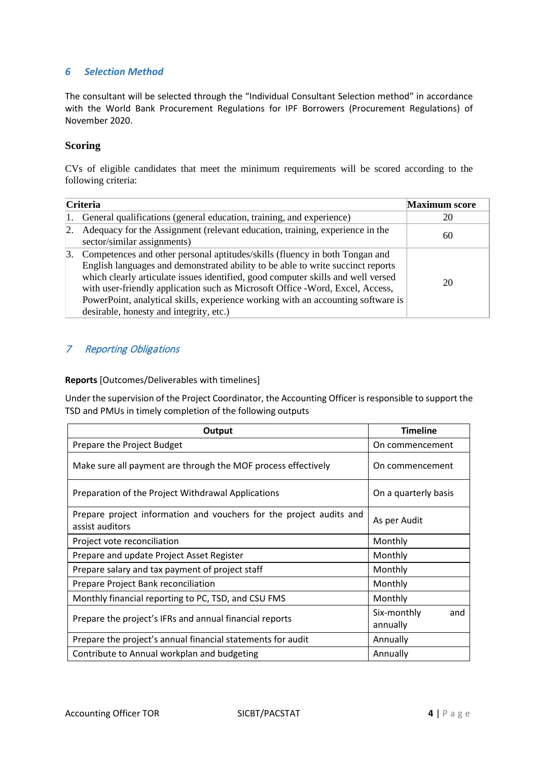## 6 Selection Method

The consultant will be selected through the "Individual Consultant Selection method" in accordance with the World Bank Procurement Regulations for IPF Borrowers (Procurement Regulations) of November 2020.

### Scoring

CVs of eligible candidates that meet the minimum requirements will be scored according to the following criteria:

| Criteria | Maximum score |
|---|---|
| 1. General qualifications (general education, training, and experience) | 20 |
| 2. Adequacy for the Assignment (relevant education, training, experience in the sector/similar assignments) | 60 |
| 3. Competences and other personal aptitudes/skills (fluency in both Tongan and English languages and demonstrated ability to be able to write succinct reports which clearly articulate issues identified, good computer skills and well versed with user-friendly application such as Microsoft Office -Word, Excel, Access, PowerPoint, analytical skills, experience working with an accounting software is desirable, honesty and integrity, etc.) | 20 |

## 7 Reporting Obligations

**Reports** [Outcomes/Deliverables with timelines]

Under the supervision of the Project Coordinator, the Accounting Officer is responsible to support the TSD and PMUs in timely completion of the following outputs

| Output | Timeline |
|---|---|
| Prepare the Project Budget | On commencement |
| Make sure all payment are through the MOF process effectively | On commencement |
| Preparation of the Project Withdrawal Applications | On a quarterly basis |
| Prepare project information and vouchers for the project audits and assist auditors | As per Audit |
| Project vote reconciliation | Monthly |
| Prepare and update Project Asset Register | Monthly |
| Prepare salary and tax payment of project staff | Monthly |
| Prepare Project Bank reconciliation | Monthly |
| Monthly financial reporting to PC, TSD, and CSU FMS | Monthly |
| Prepare the project's IFRs and annual financial reports | Six-monthly and annually |
| Prepare the project's annual financial statements for audit | Annually |
| Contribute to Annual workplan and budgeting | Annually |